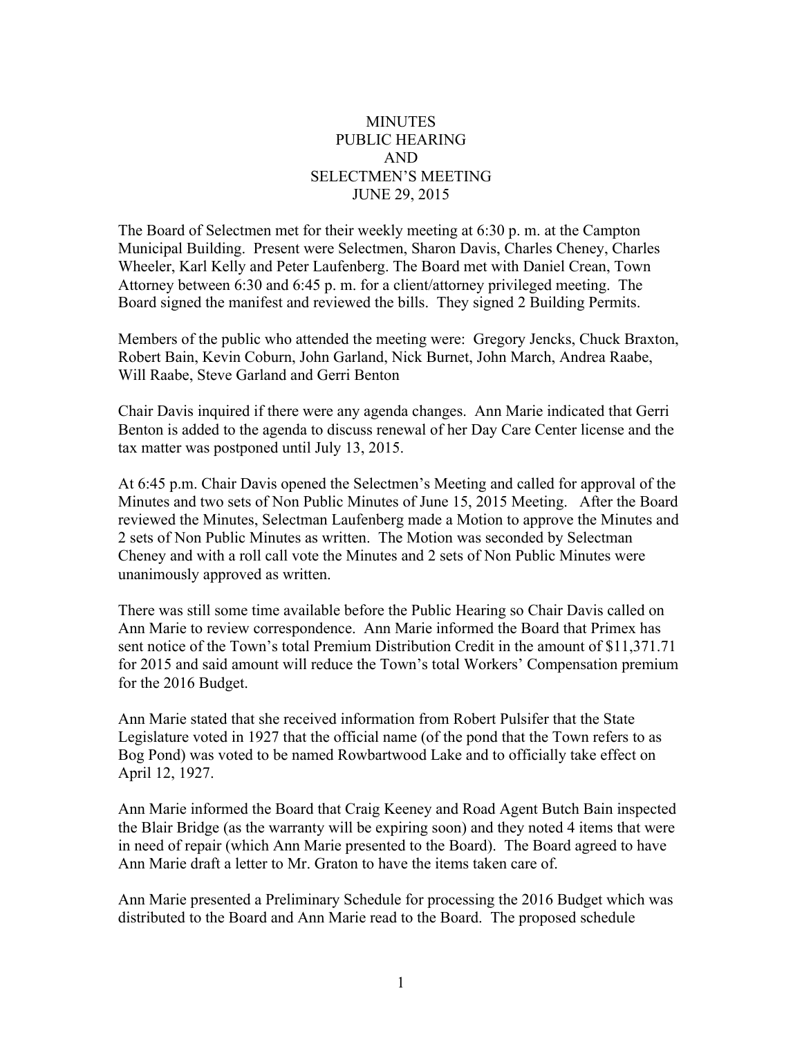# MINUTES
## PUBLIC HEARING
## AND
## SELECTMEN'S MEETING
## JUNE 29, 2015

The Board of Selectmen met for their weekly meeting at 6:30 p. m. at the Campton Municipal Building. Present were Selectmen, Sharon Davis, Charles Cheney, Charles Wheeler, Karl Kelly and Peter Laufenberg. The Board met with Daniel Crean, Town Attorney between 6:30 and 6:45 p. m. for a client/attorney privileged meeting. The Board signed the manifest and reviewed the bills. They signed 2 Building Permits.

Members of the public who attended the meeting were: Gregory Jencks, Chuck Braxton, Robert Bain, Kevin Coburn, John Garland, Nick Burnet, John March, Andrea Raabe, Will Raabe, Steve Garland and Gerri Benton

Chair Davis inquired if there were any agenda changes. Ann Marie indicated that Gerri Benton is added to the agenda to discuss renewal of her Day Care Center license and the tax matter was postponed until July 13, 2015.

At 6:45 p.m. Chair Davis opened the Selectmen's Meeting and called for approval of the Minutes and two sets of Non Public Minutes of June 15, 2015 Meeting. After the Board reviewed the Minutes, Selectman Laufenberg made a Motion to approve the Minutes and 2 sets of Non Public Minutes as written. The Motion was seconded by Selectman Cheney and with a roll call vote the Minutes and 2 sets of Non Public Minutes were unanimously approved as written.

There was still some time available before the Public Hearing so Chair Davis called on Ann Marie to review correspondence. Ann Marie informed the Board that Primex has sent notice of the Town's total Premium Distribution Credit in the amount of $11,371.71 for 2015 and said amount will reduce the Town's total Workers' Compensation premium for the 2016 Budget.

Ann Marie stated that she received information from Robert Pulsifer that the State Legislature voted in 1927 that the official name (of the pond that the Town refers to as Bog Pond) was voted to be named Rowbartwood Lake and to officially take effect on April 12, 1927.

Ann Marie informed the Board that Craig Keeney and Road Agent Butch Bain inspected the Blair Bridge (as the warranty will be expiring soon) and they noted 4 items that were in need of repair (which Ann Marie presented to the Board). The Board agreed to have Ann Marie draft a letter to Mr. Graton to have the items taken care of.

Ann Marie presented a Preliminary Schedule for processing the 2016 Budget which was distributed to the Board and Ann Marie read to the Board. The proposed schedule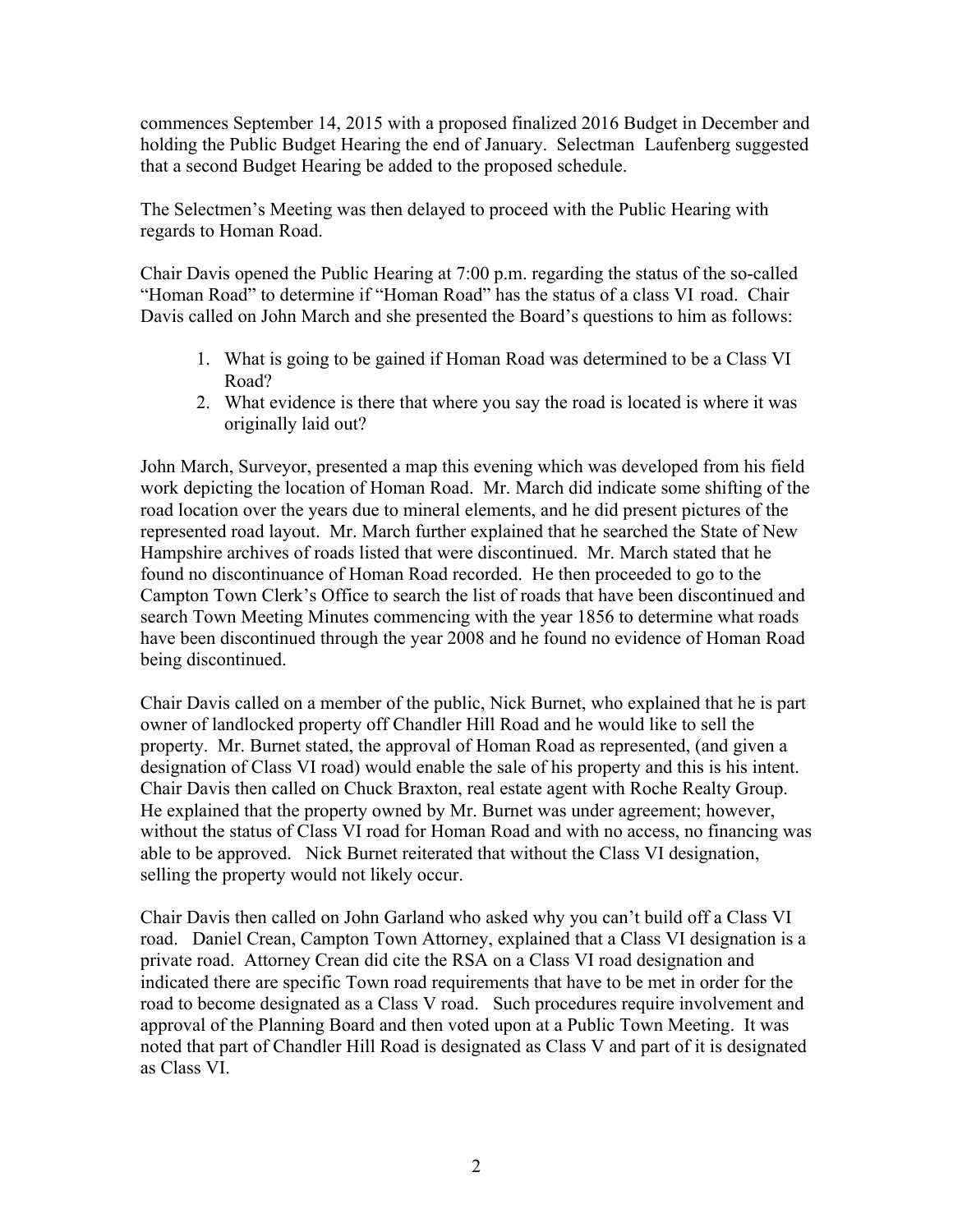commences September 14, 2015 with a proposed finalized 2016 Budget in December and holding the Public Budget Hearing the end of January. Selectman Laufenberg suggested that a second Budget Hearing be added to the proposed schedule.

The Selectmen's Meeting was then delayed to proceed with the Public Hearing with regards to Homan Road.

Chair Davis opened the Public Hearing at 7:00 p.m. regarding the status of the so-called "Homan Road" to determine if "Homan Road" has the status of a class VI road. Chair Davis called on John March and she presented the Board's questions to him as follows:

1. What is going to be gained if Homan Road was determined to be a Class VI Road?
2. What evidence is there that where you say the road is located is where it was originally laid out?

John March, Surveyor, presented a map this evening which was developed from his field work depicting the location of Homan Road. Mr. March did indicate some shifting of the road location over the years due to mineral elements, and he did present pictures of the represented road layout. Mr. March further explained that he searched the State of New Hampshire archives of roads listed that were discontinued. Mr. March stated that he found no discontinuance of Homan Road recorded. He then proceeded to go to the Campton Town Clerk's Office to search the list of roads that have been discontinued and search Town Meeting Minutes commencing with the year 1856 to determine what roads have been discontinued through the year 2008 and he found no evidence of Homan Road being discontinued.

Chair Davis called on a member of the public, Nick Burnet, who explained that he is part owner of landlocked property off Chandler Hill Road and he would like to sell the property. Mr. Burnet stated, the approval of Homan Road as represented, (and given a designation of Class VI road) would enable the sale of his property and this is his intent. Chair Davis then called on Chuck Braxton, real estate agent with Roche Realty Group. He explained that the property owned by Mr. Burnet was under agreement; however, without the status of Class VI road for Homan Road and with no access, no financing was able to be approved. Nick Burnet reiterated that without the Class VI designation, selling the property would not likely occur.

Chair Davis then called on John Garland who asked why you can't build off a Class VI road. Daniel Crean, Campton Town Attorney, explained that a Class VI designation is a private road. Attorney Crean did cite the RSA on a Class VI road designation and indicated there are specific Town road requirements that have to be met in order for the road to become designated as a Class V road. Such procedures require involvement and approval of the Planning Board and then voted upon at a Public Town Meeting. It was noted that part of Chandler Hill Road is designated as Class V and part of it is designated as Class VI.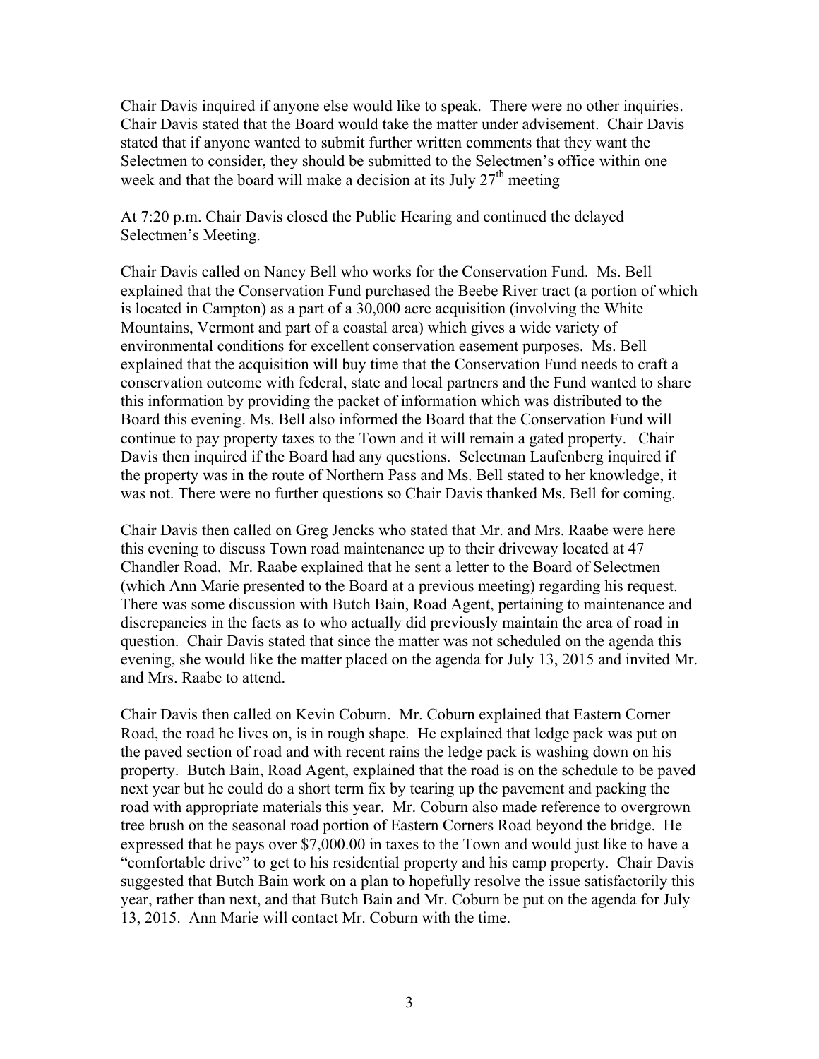Chair Davis inquired if anyone else would like to speak. There were no other inquiries. Chair Davis stated that the Board would take the matter under advisement. Chair Davis stated that if anyone wanted to submit further written comments that they want the Selectmen to consider, they should be submitted to the Selectmen's office within one week and that the board will make a decision at its July 27th meeting

At 7:20 p.m. Chair Davis closed the Public Hearing and continued the delayed Selectmen's Meeting.

Chair Davis called on Nancy Bell who works for the Conservation Fund. Ms. Bell explained that the Conservation Fund purchased the Beebe River tract (a portion of which is located in Campton) as a part of a 30,000 acre acquisition (involving the White Mountains, Vermont and part of a coastal area) which gives a wide variety of environmental conditions for excellent conservation easement purposes. Ms. Bell explained that the acquisition will buy time that the Conservation Fund needs to craft a conservation outcome with federal, state and local partners and the Fund wanted to share this information by providing the packet of information which was distributed to the Board this evening. Ms. Bell also informed the Board that the Conservation Fund will continue to pay property taxes to the Town and it will remain a gated property. Chair Davis then inquired if the Board had any questions. Selectman Laufenberg inquired if the property was in the route of Northern Pass and Ms. Bell stated to her knowledge, it was not. There were no further questions so Chair Davis thanked Ms. Bell for coming.

Chair Davis then called on Greg Jencks who stated that Mr. and Mrs. Raabe were here this evening to discuss Town road maintenance up to their driveway located at 47 Chandler Road. Mr. Raabe explained that he sent a letter to the Board of Selectmen (which Ann Marie presented to the Board at a previous meeting) regarding his request. There was some discussion with Butch Bain, Road Agent, pertaining to maintenance and discrepancies in the facts as to who actually did previously maintain the area of road in question. Chair Davis stated that since the matter was not scheduled on the agenda this evening, she would like the matter placed on the agenda for July 13, 2015 and invited Mr. and Mrs. Raabe to attend.

Chair Davis then called on Kevin Coburn. Mr. Coburn explained that Eastern Corner Road, the road he lives on, is in rough shape. He explained that ledge pack was put on the paved section of road and with recent rains the ledge pack is washing down on his property. Butch Bain, Road Agent, explained that the road is on the schedule to be paved next year but he could do a short term fix by tearing up the pavement and packing the road with appropriate materials this year. Mr. Coburn also made reference to overgrown tree brush on the seasonal road portion of Eastern Corners Road beyond the bridge. He expressed that he pays over $7,000.00 in taxes to the Town and would just like to have a "comfortable drive" to get to his residential property and his camp property. Chair Davis suggested that Butch Bain work on a plan to hopefully resolve the issue satisfactorily this year, rather than next, and that Butch Bain and Mr. Coburn be put on the agenda for July 13, 2015. Ann Marie will contact Mr. Coburn with the time.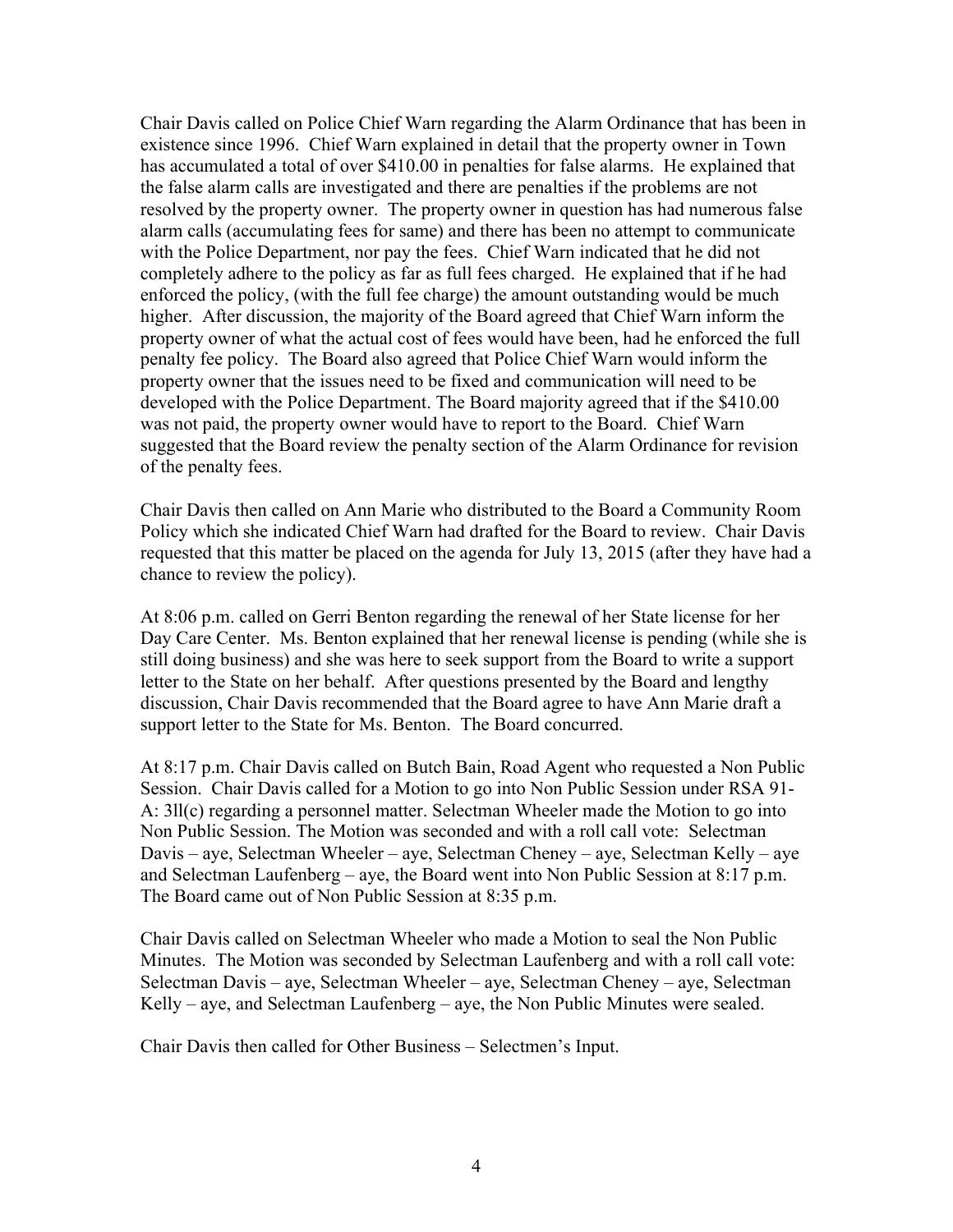Chair Davis called on Police Chief Warn regarding the Alarm Ordinance that has been in existence since 1996. Chief Warn explained in detail that the property owner in Town has accumulated a total of over $410.00 in penalties for false alarms. He explained that the false alarm calls are investigated and there are penalties if the problems are not resolved by the property owner. The property owner in question has had numerous false alarm calls (accumulating fees for same) and there has been no attempt to communicate with the Police Department, nor pay the fees. Chief Warn indicated that he did not completely adhere to the policy as far as full fees charged. He explained that if he had enforced the policy, (with the full fee charge) the amount outstanding would be much higher. After discussion, the majority of the Board agreed that Chief Warn inform the property owner of what the actual cost of fees would have been, had he enforced the full penalty fee policy. The Board also agreed that Police Chief Warn would inform the property owner that the issues need to be fixed and communication will need to be developed with the Police Department. The Board majority agreed that if the $410.00 was not paid, the property owner would have to report to the Board. Chief Warn suggested that the Board review the penalty section of the Alarm Ordinance for revision of the penalty fees.

Chair Davis then called on Ann Marie who distributed to the Board a Community Room Policy which she indicated Chief Warn had drafted for the Board to review. Chair Davis requested that this matter be placed on the agenda for July 13, 2015 (after they have had a chance to review the policy).

At 8:06 p.m. called on Gerri Benton regarding the renewal of her State license for her Day Care Center. Ms. Benton explained that her renewal license is pending (while she is still doing business) and she was here to seek support from the Board to write a support letter to the State on her behalf. After questions presented by the Board and lengthy discussion, Chair Davis recommended that the Board agree to have Ann Marie draft a support letter to the State for Ms. Benton. The Board concurred.

At 8:17 p.m. Chair Davis called on Butch Bain, Road Agent who requested a Non Public Session. Chair Davis called for a Motion to go into Non Public Session under RSA 91-A: 3ll(c) regarding a personnel matter. Selectman Wheeler made the Motion to go into Non Public Session. The Motion was seconded and with a roll call vote: Selectman Davis – aye, Selectman Wheeler – aye, Selectman Cheney – aye, Selectman Kelly – aye and Selectman Laufenberg – aye, the Board went into Non Public Session at 8:17 p.m. The Board came out of Non Public Session at 8:35 p.m.

Chair Davis called on Selectman Wheeler who made a Motion to seal the Non Public Minutes. The Motion was seconded by Selectman Laufenberg and with a roll call vote: Selectman Davis – aye, Selectman Wheeler – aye, Selectman Cheney – aye, Selectman Kelly – aye, and Selectman Laufenberg – aye, the Non Public Minutes were sealed.

Chair Davis then called for Other Business – Selectmen's Input.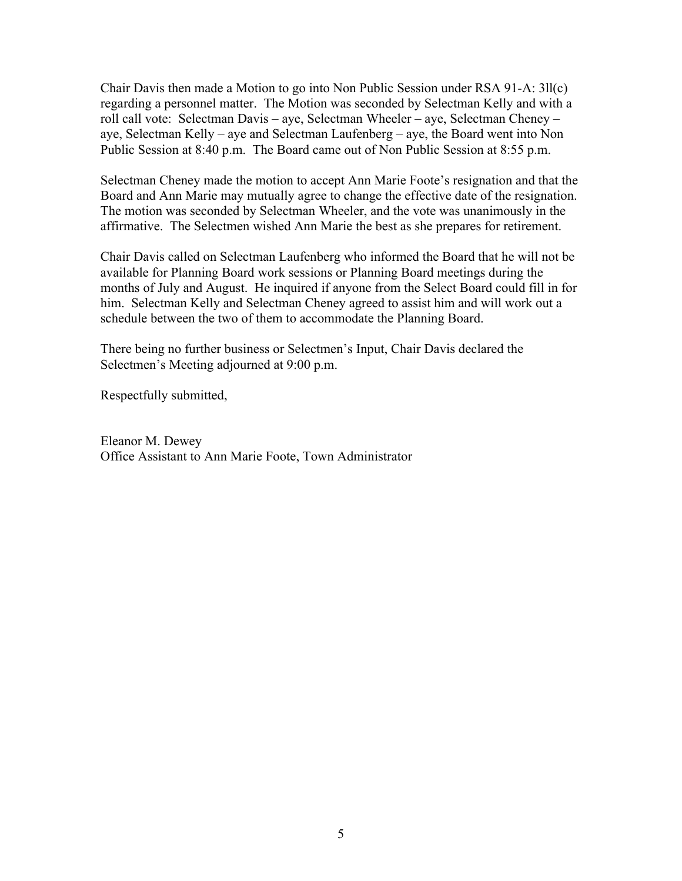Chair Davis then made a Motion to go into Non Public Session under RSA 91-A: 3ll(c) regarding a personnel matter. The Motion was seconded by Selectman Kelly and with a roll call vote: Selectman Davis – aye, Selectman Wheeler – aye, Selectman Cheney – aye, Selectman Kelly – aye and Selectman Laufenberg – aye, the Board went into Non Public Session at 8:40 p.m. The Board came out of Non Public Session at 8:55 p.m.

Selectman Cheney made the motion to accept Ann Marie Foote's resignation and that the Board and Ann Marie may mutually agree to change the effective date of the resignation. The motion was seconded by Selectman Wheeler, and the vote was unanimously in the affirmative. The Selectmen wished Ann Marie the best as she prepares for retirement.

Chair Davis called on Selectman Laufenberg who informed the Board that he will not be available for Planning Board work sessions or Planning Board meetings during the months of July and August. He inquired if anyone from the Select Board could fill in for him. Selectman Kelly and Selectman Cheney agreed to assist him and will work out a schedule between the two of them to accommodate the Planning Board.

There being no further business or Selectmen's Input, Chair Davis declared the Selectmen's Meeting adjourned at 9:00 p.m.

Respectfully submitted,

Eleanor M. Dewey
Office Assistant to Ann Marie Foote, Town Administrator